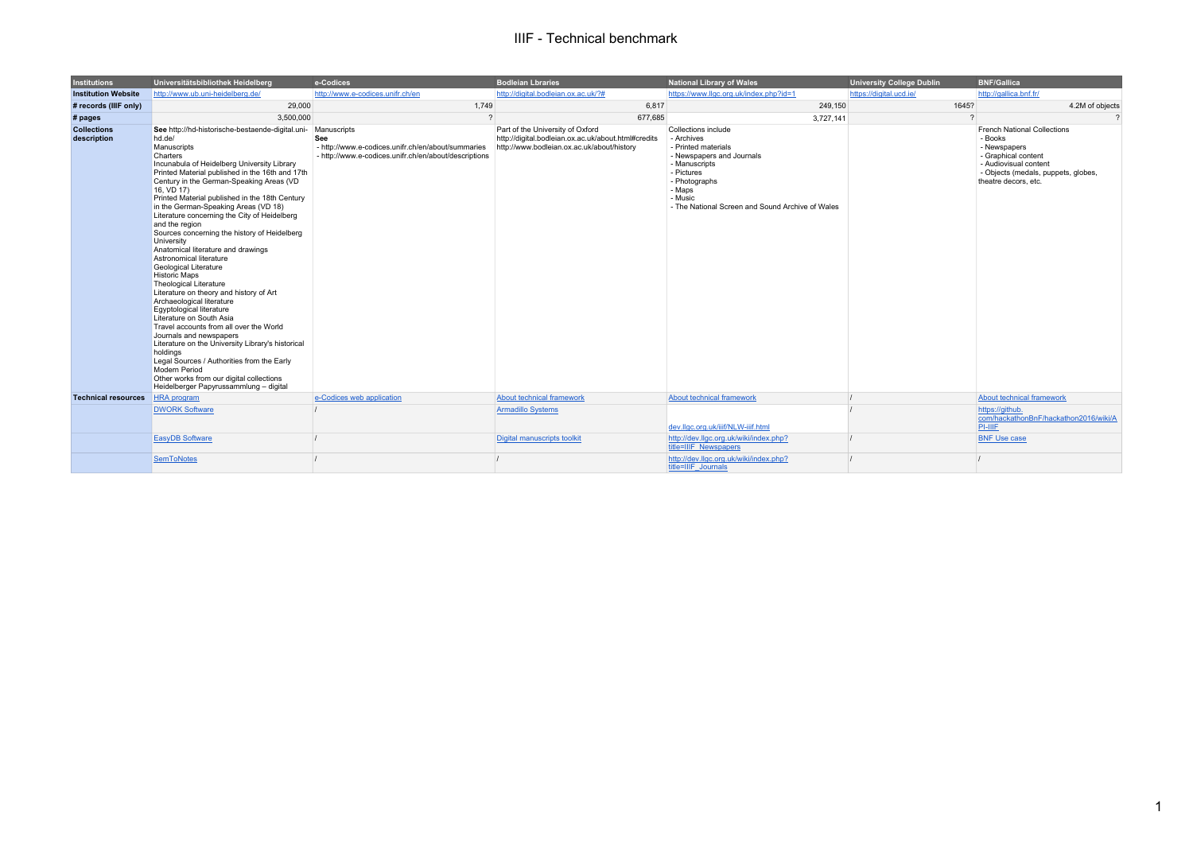# IIIF - Technical benchmark

| Institutions | Universitätsbibliothek Heidelberg | e-Codices | Bodleian Lbraries | National Library of Wales | University College Dublin | BNF/Gallica |
|---|---|---|---|---|---|---|
| Institution Website | http://www.ub.uni-heidelberg.de/ | http://www.e-codices.unifr.ch/en | http://digital.bodleian.ox.ac.uk/?# | https://www.llgc.org.uk/index.php?id=1 | https://digital.ucd.ie/ | http://gallica.bnf.fr/ |
| # records (IIIF only) | 29,000 | 1,749 | 6,817 | 249,150 | 1645? | 4.2M of objects |
| # pages | 3,500,000 | ? | 677,685 | 3,727,141 | ? | ? |
| Collections description | **See** http://hd-historische-bestaende-digital.uni-hd.de/<br>Manuscripts<br>Charters<br>Incunabula of Heidelberg University Library<br>Printed Material published in the 16th and 17th Century in the German-Speaking Areas (VD 16, VD 17)<br>Printed Material published in the 18th Century in the German-Speaking Areas (VD 18)<br>Literature concerning the City of Heidelberg and the region<br>Sources concerning the history of Heidelberg University<br>Anatomical literature and drawings<br>Astronomical literature<br>Geological Literature<br>Historic Maps<br>Theological Literature<br>Literature on theory and history of Art<br>Archaeological literature<br>Egyptological literature<br>Literature on South Asia<br>Travel accounts from all over the World<br>Journals and newspapers<br>Literature on the University Library's historical holdings<br>Legal Sources / Authorities from the Early Modern Period<br>Other works from our digital collections<br>Heidelberger Papyrussammlung – digital | Manuscripts<br>**See**<br>- http://www.e-codices.unifr.ch/en/about/summaries<br>- http://www.e-codices.unifr.ch/en/about/descriptions | Part of the University of Oxford<br>http://digital.bodleian.ox.ac.uk/about.html#credits<br>http://www.bodleian.ox.ac.uk/about/history | Collections include<br>- Archives<br>- Printed materials<br>- Newspapers and Journals<br>- Manuscripts<br>- Pictures<br>- Photographs<br>- Maps<br>- Music<br>- The National Screen and Sound Archive of Wales | | French National Collections<br>- Books<br>- Newspapers<br>- Graphical content<br>- Audiovisual content<br>- Objects (medals, puppets, globes, theatre decors, etc. |
| Technical resources | HRA program | e-Codices web application | About technical framework | About technical framework | / | About technical framework |
| | DWORK Software | / | Armadillo Systems | dev.llgc.org.uk/iiif/NLW-iiif.html | / | https://github.com/hackathonBnF/hackathon2016/wiki/API-IIIF |
| | EasyDB Software | / | Digital manuscripts toolkit | http://dev.llgc.org.uk/wiki/index.php?title=IIIF_Newspapers | / | BNF Use case |
| | SemToNotes | / | / | http://dev.llgc.org.uk/wiki/index.php?title=IIIF_Journals | / | / |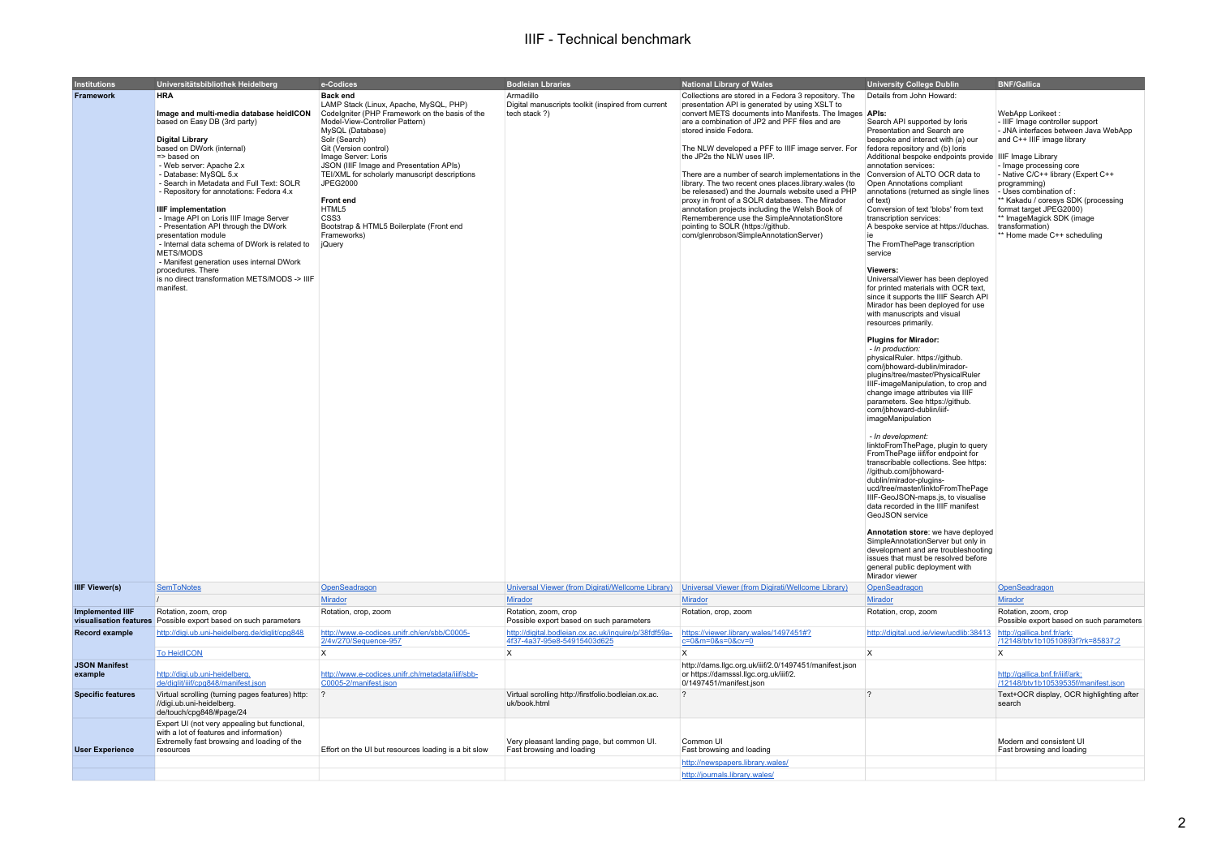# IIIF - Technical benchmark

| Institutions | Universitätsbibliothek Heidelberg | e-Codices | Bodleian Lbraries | National Library of Wales | University College Dublin | BNF/Gallica |
|---|---|---|---|---|---|---|
| **Framework** | **HRA**<br><br>**Image and multi-media database heidICON** based on Easy DB (3rd party)<br><br>**Digital Library**<br>based on DWork (internal)<br>=> based on<br>- Web server: Apache 2.x<br>- Database: MySQL 5.x<br>- Search in Metadata and Full Text: SOLR<br>- Repository for annotations: Fedora 4.x<br><br>**IIIF implementation**<br>- Image API on Loris IIIF Image Server<br>- Presentation API through the DWork presentation module<br>- Internal data schema of DWork is related to METS/MODS<br>- Manifest generation uses internal DWork procedures. There is no direct transformation METS/MODS -> IIIF manifest. | **Back end**<br>LAMP Stack (Linux, Apache, MySQL, PHP)<br>CodeIgniter (PHP Framework on the basis of the Model-View-Controller Pattern)<br>MySQL (Database)<br>Solr (Search)<br>Git (Version control)<br>Image Server: Loris<br>JSON (IIIF Image and Presentation APIs)<br>TEI/XML for scholarly manuscript descriptions<br>JPEG2000<br><br>**Front end**<br>HTML5<br>CSS3<br>Bootstrap & HTML5 Boilerplate (Front end Frameworks)<br>jQuery | Armadillo<br>Digital manuscripts toolkit (inspired from current tech stack ?) | Collections are stored in a Fedora 3 repository. The presentation API is generated by using XSLT to convert METS documents into Manifests. The Images are a combination of JP2 and PFF files and are stored inside Fedora.<br><br>The NLW developed a PFF to IIIF image server. For the JP2s the NLW uses IIP.<br><br>There are a number of search implementations in the library. The two recent ones places.library.wales (to be relesased) and the Journals website used a PHP proxy in front of a SOLR databases. The Mirador annotation projects including the Welsh Book of Rememberence use the SimpleAnnotationStore pointing to SOLR (https://github.com/glenrobson/SimpleAnnotationServer) | Details from John Howard:<br><br>**APIs:**<br>Search API supported by loris<br>Presentation and Search are bespoke and interact with (a) our fedora repository and (b) loris<br>Additional bespoke endpoints provide annotation services:<br>Conversion of ALTO OCR data to Open Annotations compliant annotations (returned as single lines of text)<br>Conversion of text 'blobs' from text transcription services:<br>A bespoke service at https://duchas.ie<br>The FromThePage transcription service<br><br>**Viewers:**<br>UniversalViewer has been deployed for printed materials with OCR text, since it supports the IIIF Search API<br>Mirador has been deployed for use with manuscripts and visual resources primarily.<br><br>**Plugins for Mirador:**<br>*- In production:*<br>physicalRuler. https://github.com/jbhoward-dublin/mirador-plugins/tree/master/PhysicalRuler<br>IIIF-imageManipulation, to crop and change image attributes via IIIF parameters. See https://github.com/jbhoward-dublin/iiif-imageManipulation<br><br>*- In development:*<br>linktoFromThePage, plugin to query FromThePage iiif/for endpoint for transcribable collections. See https://github.com/jbhoward-dublin/mirador-plugins-ucd/tree/master/linktoFromThePage<br>IIIF-GeoJSON-maps.js, to visualise data recorded in the IIIF manifest GeoJSON service<br><br>**Annotation store**: we have deployed SimpleAnnotationServer but only in development and are troubleshooting issues that must be resolved before general public deployment with Mirador viewer | WebApp Lorikeet :<br>- IIIF Image controller support<br>- JNA interfaces between Java WebApp and C++ IIIF image library<br><br>IIIF Image Library<br>- Image processing core<br>- Native C/C++ library (Expert C++ programming)<br>- Uses combination of :<br>** Kakadu / coresys SDK (processing format target JPEG2000)<br>** ImageMagick SDK (image transformation)<br>** Home made C++ scheduling |
| **IIIF Viewer(s)** | SemToNotes | OpenSeadragon | Universal Viewer (from Digirati/Wellcome Library) | Universal Viewer (from Digirati/Wellcome Library) | OpenSeadragon | OpenSeadragon |
| | / | Mirador | Mirador | Mirador | Mirador | Mirador |
| **Implemented IIIF visualisation features** | Rotation, zoom, crop<br>Possible export based on such parameters | Rotation, crop, zoom | Rotation, zoom, crop<br>Possible export based on such parameters | Rotation, crop, zoom | Rotation, crop, zoom | Rotation, zoom, crop<br>Possible export based on such parameters |
| **Record example** | http://digi.ub.uni-heidelberg.de/diglit/cpg848 | http://www.e-codices.unifr.ch/en/sbb/C0005-2/4v/270/Sequence-957 | http://digital.bodleian.ox.ac.uk/inquire/p/38fdf59a-4f37-4a37-95e8-54915403d625 | https://viewer.library.wales/1497451#?c=0&m=0&s=0&cv=0 | http://digital.ucd.ie/view/ucdlib:38413 | http://gallica.bnf.fr/ark:/12148/btv1b10510893f?rk=85837;2 |
| | To HeidICON | X | X | X | X | X |
| **JSON Manifest example** | http://digi.ub.uni-heidelberg.de/diglit/iiif/cpg848/manifest.json | http://www.e-codices.unifr.ch/metadata/iiif/sbb-C0005-2/manifest.json | | http://dams.llgc.org.uk/iiif/2.0/1497451/manifest.json or https://damsssl.llgc.org.uk/iiif/2.0/1497451/manifest.json | | http://gallica.bnf.fr/iiif/ark:/12148/btv1b10539535f/manifest.json |
| **Specific features** | Virtual scrolling (turning pages features) http://digi.ub.uni-heidelberg.de/touch/cpg848/#page/24 | ? | Virtual scrolling http://firstfolio.bodleian.ox.ac.uk/book.html | ? | ? | Text+OCR display, OCR highlighting after search |
| **User Experience** | Expert UI (not very appealing but functional, with a lot of features and information)<br>Extremelly fast browsing and loading of the resources | Effort on the UI but resources loading is a bit slow | Very pleasant landing page, but common UI.<br>Fast browsing and loading | Common UI<br>Fast browsing and loading | | Modern and consistent UI<br>Fast browsing and loading |
| | | | | http://newspapers.library.wales/ | | |
| | | | | http://journals.library.wales/ | | |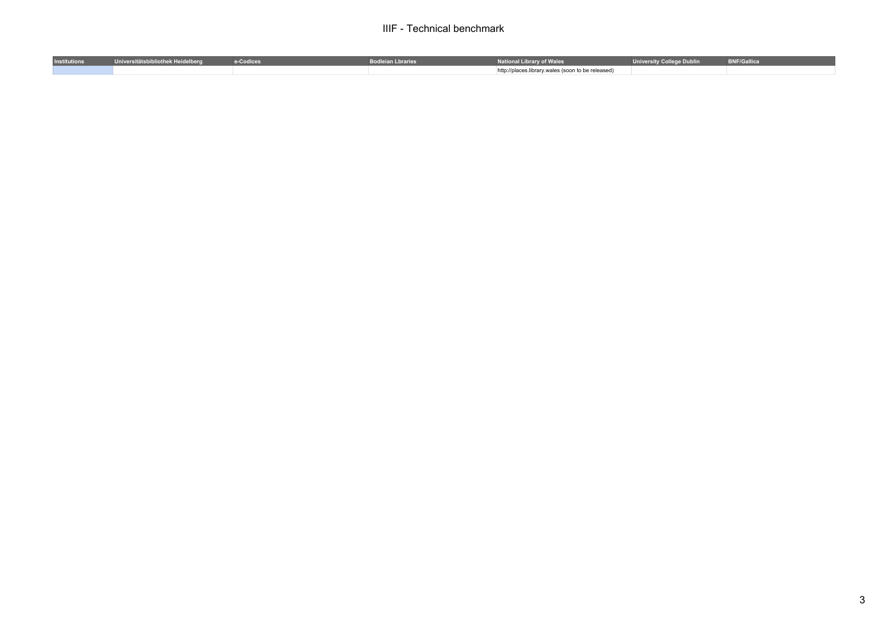# IIIF - Technical benchmark

| Institutions | Universitätsbibliothek Heidelberg | e-Codices | Bodleian Lbraries | National Library of Wales | University College Dublin | BNF/Gallica |
|---|---|---|---|---|---|---|
| | | | | http://places.library.wales (soon to be released) | | |